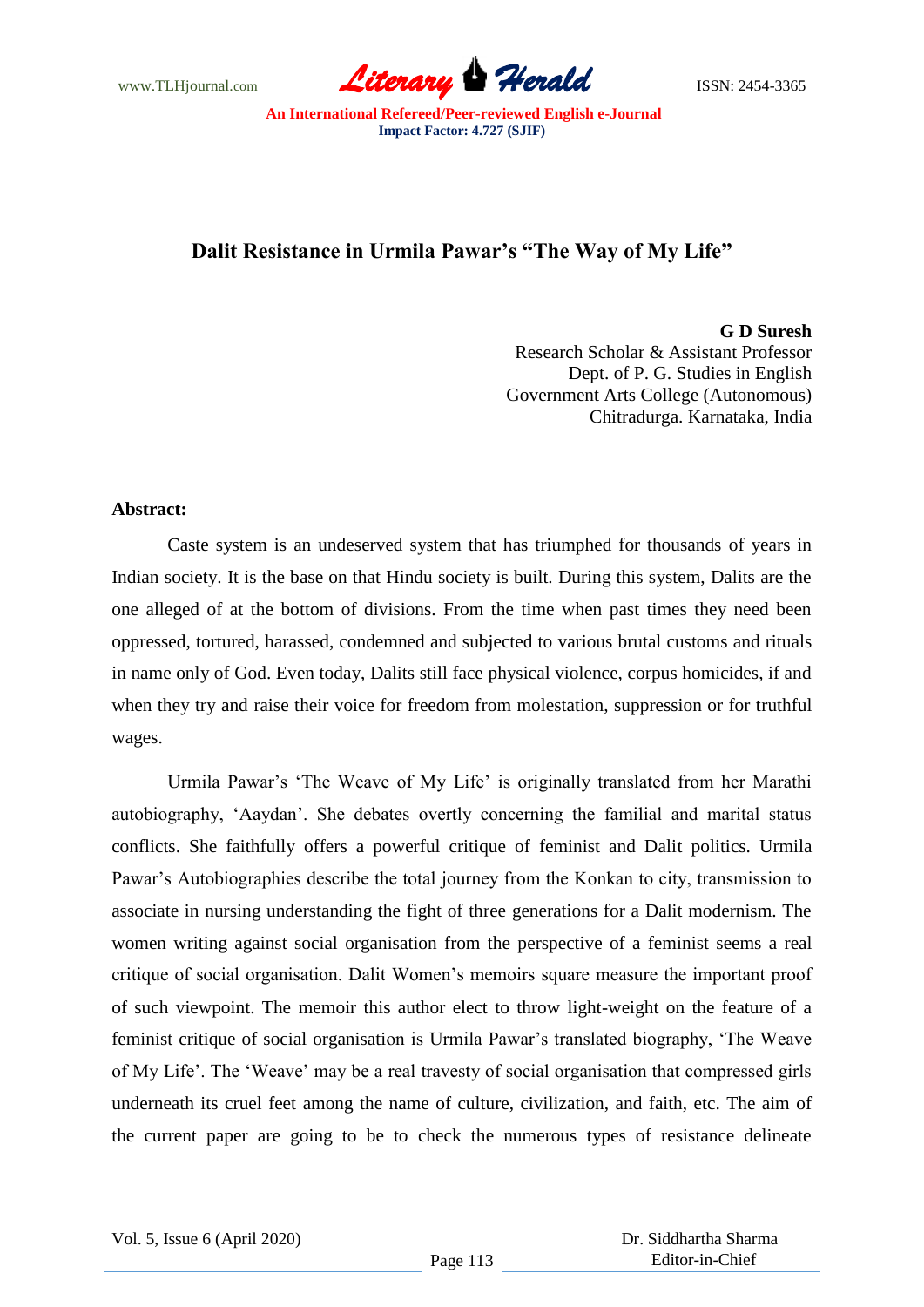# Dalit Resistance in Urmila Pawar's "The Way of My Life"

**G D Suresh**
Research Scholar & Assistant Professor
Dept. of P. G. Studies in English
Government Arts College (Autonomous)
Chitradurga. Karnataka, India

**Abstract:**

Caste system is an undeserved system that has triumphed for thousands of years in Indian society. It is the base on that Hindu society is built. During this system, Dalits are the one alleged of at the bottom of divisions. From the time when past times they need been oppressed, tortured, harassed, condemned and subjected to various brutal customs and rituals in name only of God. Even today, Dalits still face physical violence, corpus homicides, if and when they try and raise their voice for freedom from molestation, suppression or for truthful wages.

Urmila Pawar's 'The Weave of My Life' is originally translated from her Marathi autobiography, 'Aaydan'. She debates overtly concerning the familial and marital status conflicts. She faithfully offers a powerful critique of feminist and Dalit politics. Urmila Pawar's Autobiographies describe the total journey from the Konkan to city, transmission to associate in nursing understanding the fight of three generations for a Dalit modernism. The women writing against social organisation from the perspective of a feminist seems a real critique of social organisation. Dalit Women's memoirs square measure the important proof of such viewpoint. The memoir this author elect to throw light-weight on the feature of a feminist critique of social organisation is Urmila Pawar's translated biography, 'The Weave of My Life'. The 'Weave' may be a real travesty of social organisation that compressed girls underneath its cruel feet among the name of culture, civilization, and faith, etc. The aim of the current paper are going to be to check the numerous types of resistance delineate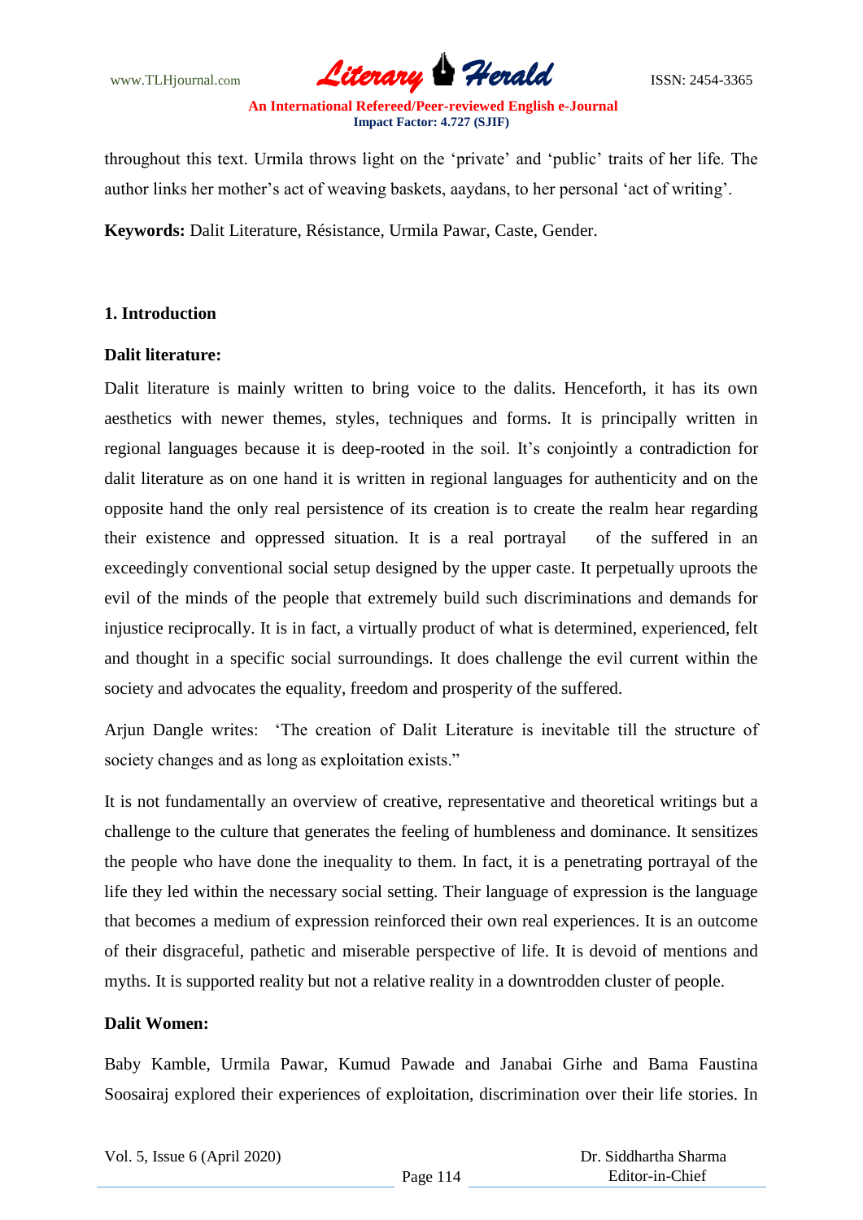throughout this text. Urmila throws light on the 'private' and 'public' traits of her life. The author links her mother's act of weaving baskets, aaydans, to her personal 'act of writing'.

**Keywords:** Dalit Literature, Résistance, Urmila Pawar, Caste, Gender.

## 1. Introduction

### Dalit literature:

Dalit literature is mainly written to bring voice to the dalits. Henceforth, it has its own aesthetics with newer themes, styles, techniques and forms. It is principally written in regional languages because it is deep-rooted in the soil. It's conjointly a contradiction for dalit literature as on one hand it is written in regional languages for authenticity and on the opposite hand the only real persistence of its creation is to create the realm hear regarding their existence and oppressed situation. It is a real portrayal of the suffered in an exceedingly conventional social setup designed by the upper caste. It perpetually uproots the evil of the minds of the people that extremely build such discriminations and demands for injustice reciprocally. It is in fact, a virtually product of what is determined, experienced, felt and thought in a specific social surroundings. It does challenge the evil current within the society and advocates the equality, freedom and prosperity of the suffered.

Arjun Dangle writes: 'The creation of Dalit Literature is inevitable till the structure of society changes and as long as exploitation exists."

It is not fundamentally an overview of creative, representative and theoretical writings but a challenge to the culture that generates the feeling of humbleness and dominance. It sensitizes the people who have done the inequality to them. In fact, it is a penetrating portrayal of the life they led within the necessary social setting. Their language of expression is the language that becomes a medium of expression reinforced their own real experiences. It is an outcome of their disgraceful, pathetic and miserable perspective of life. It is devoid of mentions and myths. It is supported reality but not a relative reality in a downtrodden cluster of people.

### Dalit Women:

Baby Kamble, Urmila Pawar, Kumud Pawade and Janabai Girhe and Bama Faustina Soosairaj explored their experiences of exploitation, discrimination over their life stories. In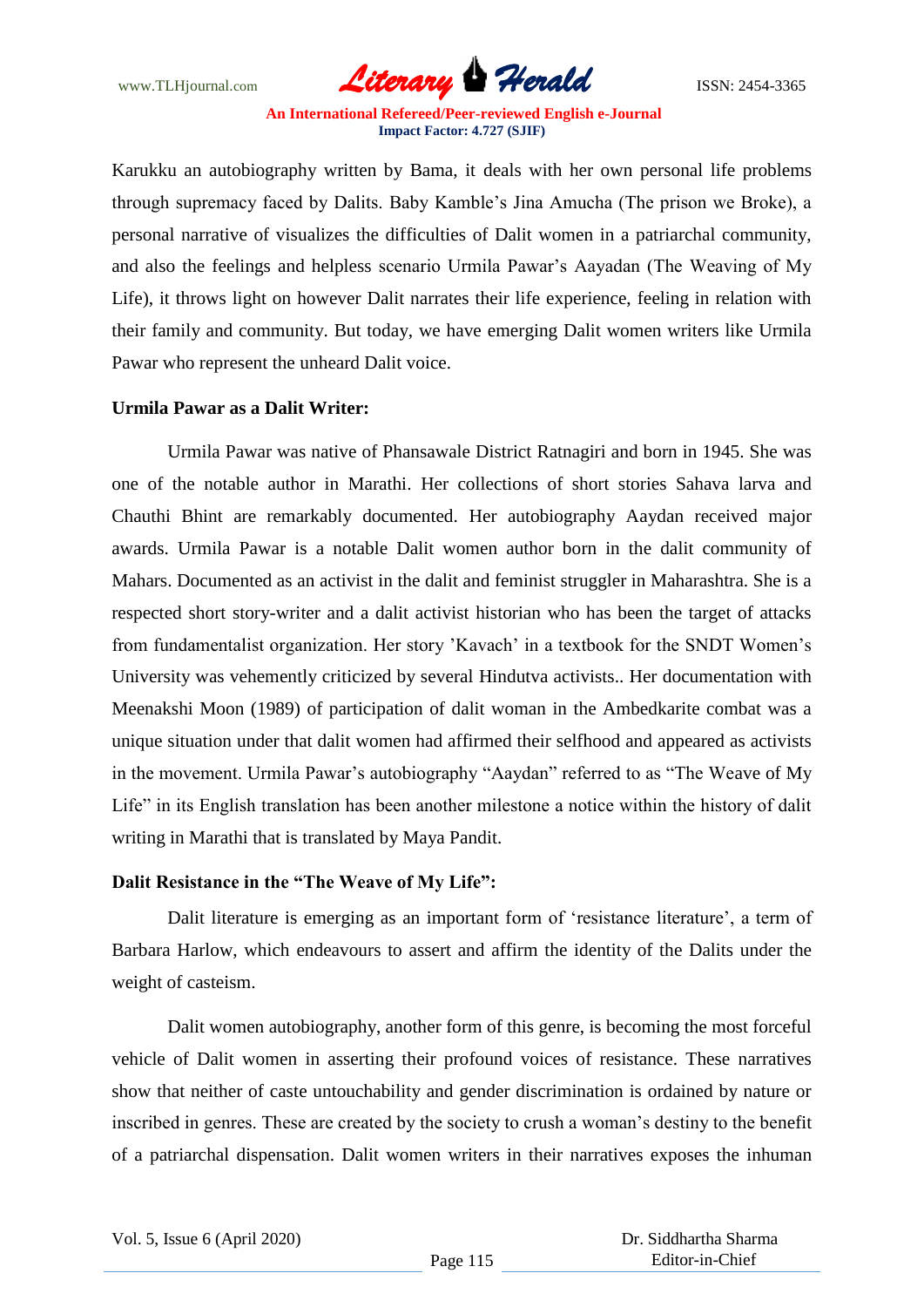Karukku an autobiography written by Bama, it deals with her own personal life problems through supremacy faced by Dalits. Baby Kamble's Jina Amucha (The prison we Broke), a personal narrative of visualizes the difficulties of Dalit women in a patriarchal community, and also the feelings and helpless scenario Urmila Pawar's Aayadan (The Weaving of My Life), it throws light on however Dalit narrates their life experience, feeling in relation with their family and community. But today, we have emerging Dalit women writers like Urmila Pawar who represent the unheard Dalit voice.

**Urmila Pawar as a Dalit Writer:**

Urmila Pawar was native of Phansawale District Ratnagiri and born in 1945. She was one of the notable author in Marathi. Her collections of short stories Sahava larva and Chauthi Bhint are remarkably documented. Her autobiography Aaydan received major awards. Urmila Pawar is a notable Dalit women author born in the dalit community of Mahars. Documented as an activist in the dalit and feminist struggler in Maharashtra. She is a respected short story-writer and a dalit activist historian who has been the target of attacks from fundamentalist organization. Her story 'Kavach' in a textbook for the SNDT Women's University was vehemently criticized by several Hindutva activists.. Her documentation with Meenakshi Moon (1989) of participation of dalit woman in the Ambedkarite combat was a unique situation under that dalit women had affirmed their selfhood and appeared as activists in the movement. Urmila Pawar's autobiography "Aaydan" referred to as "The Weave of My Life" in its English translation has been another milestone a notice within the history of dalit writing in Marathi that is translated by Maya Pandit.

**Dalit Resistance in the "The Weave of My Life":**

Dalit literature is emerging as an important form of 'resistance literature', a term of Barbara Harlow, which endeavours to assert and affirm the identity of the Dalits under the weight of casteism.

Dalit women autobiography, another form of this genre, is becoming the most forceful vehicle of Dalit women in asserting their profound voices of resistance. These narratives show that neither of caste untouchability and gender discrimination is ordained by nature or inscribed in genres. These are created by the society to crush a woman's destiny to the benefit of a patriarchal dispensation. Dalit women writers in their narratives exposes the inhuman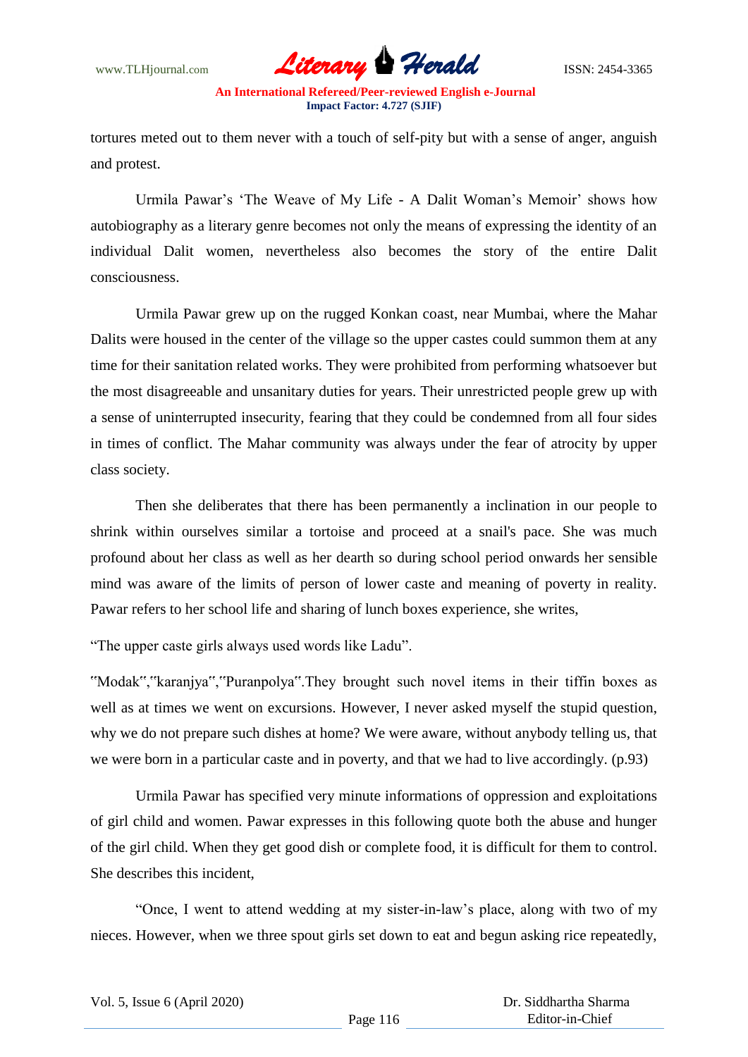tortures meted out to them never with a touch of self-pity but with a sense of anger, anguish and protest.

Urmila Pawar's 'The Weave of My Life - A Dalit Woman's Memoir' shows how autobiography as a literary genre becomes not only the means of expressing the identity of an individual Dalit women, nevertheless also becomes the story of the entire Dalit consciousness.

Urmila Pawar grew up on the rugged Konkan coast, near Mumbai, where the Mahar Dalits were housed in the center of the village so the upper castes could summon them at any time for their sanitation related works. They were prohibited from performing whatsoever but the most disagreeable and unsanitary duties for years. Their unrestricted people grew up with a sense of uninterrupted insecurity, fearing that they could be condemned from all four sides in times of conflict. The Mahar community was always under the fear of atrocity by upper class society.

Then she deliberates that there has been permanently a inclination in our people to shrink within ourselves similar a tortoise and proceed at a snail's pace. She was much profound about her class as well as her dearth so during school period onwards her sensible mind was aware of the limits of person of lower caste and meaning of poverty in reality. Pawar refers to her school life and sharing of lunch boxes experience, she writes,

"The upper caste girls always used words like Ladu".

"Modak","karanjya","Puranpolya".They brought such novel items in their tiffin boxes as well as at times we went on excursions. However, I never asked myself the stupid question, why we do not prepare such dishes at home? We were aware, without anybody telling us, that we were born in a particular caste and in poverty, and that we had to live accordingly. (p.93)

Urmila Pawar has specified very minute informations of oppression and exploitations of girl child and women. Pawar expresses in this following quote both the abuse and hunger of the girl child. When they get good dish or complete food, it is difficult for them to control. She describes this incident,

"Once, I went to attend wedding at my sister-in-law's place, along with two of my nieces. However, when we three spout girls set down to eat and begun asking rice repeatedly,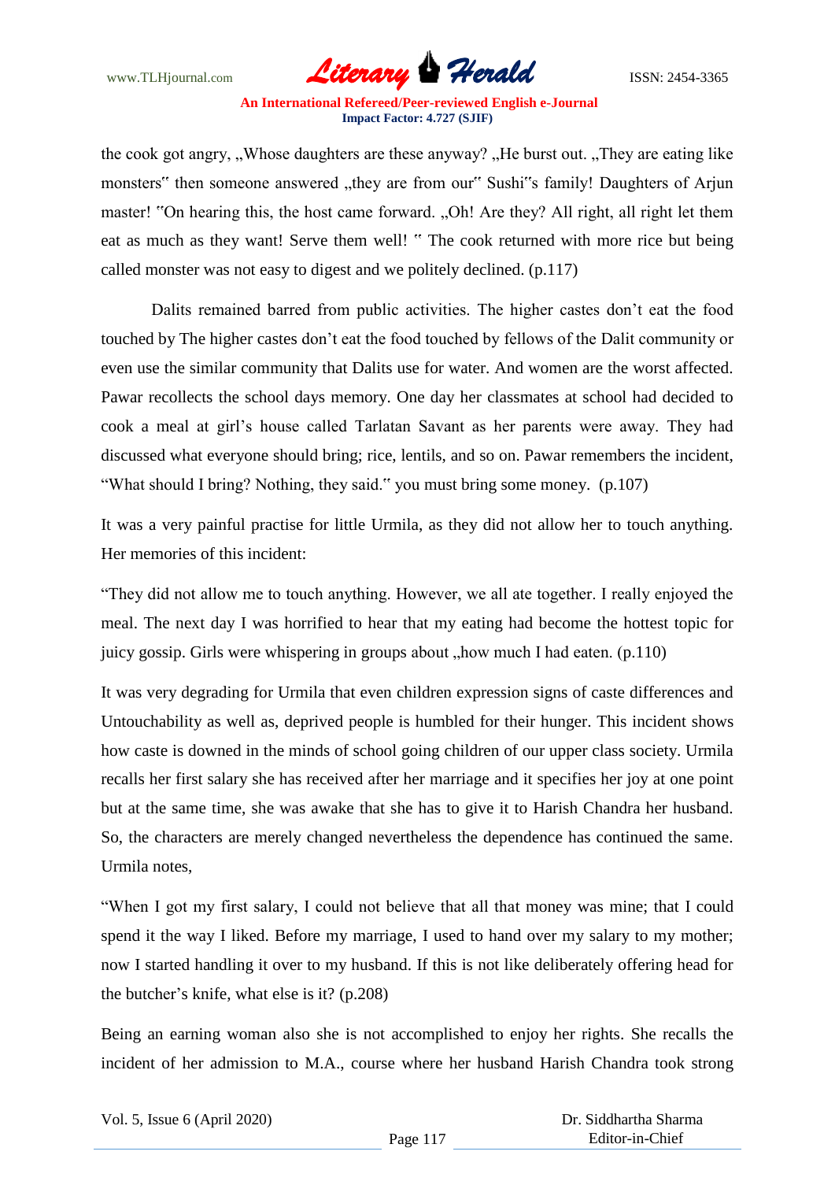the cook got angry, „Whose daughters are these anyway? „He burst out. „They are eating like monsters‟ then someone answered „they are from our‟ Sushi‟s family! Daughters of Arjun master! ‟On hearing this, the host came forward. „Oh! Are they? All right, all right let them eat as much as they want! Serve them well! ‟ The cook returned with more rice but being called monster was not easy to digest and we politely declined. (p.117)

Dalits remained barred from public activities. The higher castes don't eat the food touched by The higher castes don't eat the food touched by fellows of the Dalit community or even use the similar community that Dalits use for water. And women are the worst affected. Pawar recollects the school days memory. One day her classmates at school had decided to cook a meal at girl's house called Tarlatan Savant as her parents were away. They had discussed what everyone should bring; rice, lentils, and so on. Pawar remembers the incident, "What should I bring? Nothing, they said.‟ you must bring some money. (p.107)

It was a very painful practise for little Urmila, as they did not allow her to touch anything. Her memories of this incident:

"They did not allow me to touch anything. However, we all ate together. I really enjoyed the meal. The next day I was horrified to hear that my eating had become the hottest topic for juicy gossip. Girls were whispering in groups about „how much I had eaten. (p.110)

It was very degrading for Urmila that even children expression signs of caste differences and Untouchability as well as, deprived people is humbled for their hunger. This incident shows how caste is downed in the minds of school going children of our upper class society. Urmila recalls her first salary she has received after her marriage and it specifies her joy at one point but at the same time, she was awake that she has to give it to Harish Chandra her husband. So, the characters are merely changed nevertheless the dependence has continued the same. Urmila notes,

"When I got my first salary, I could not believe that all that money was mine; that I could spend it the way I liked. Before my marriage, I used to hand over my salary to my mother; now I started handling it over to my husband. If this is not like deliberately offering head for the butcher's knife, what else is it? (p.208)

Being an earning woman also she is not accomplished to enjoy her rights. She recalls the incident of her admission to M.A., course where her husband Harish Chandra took strong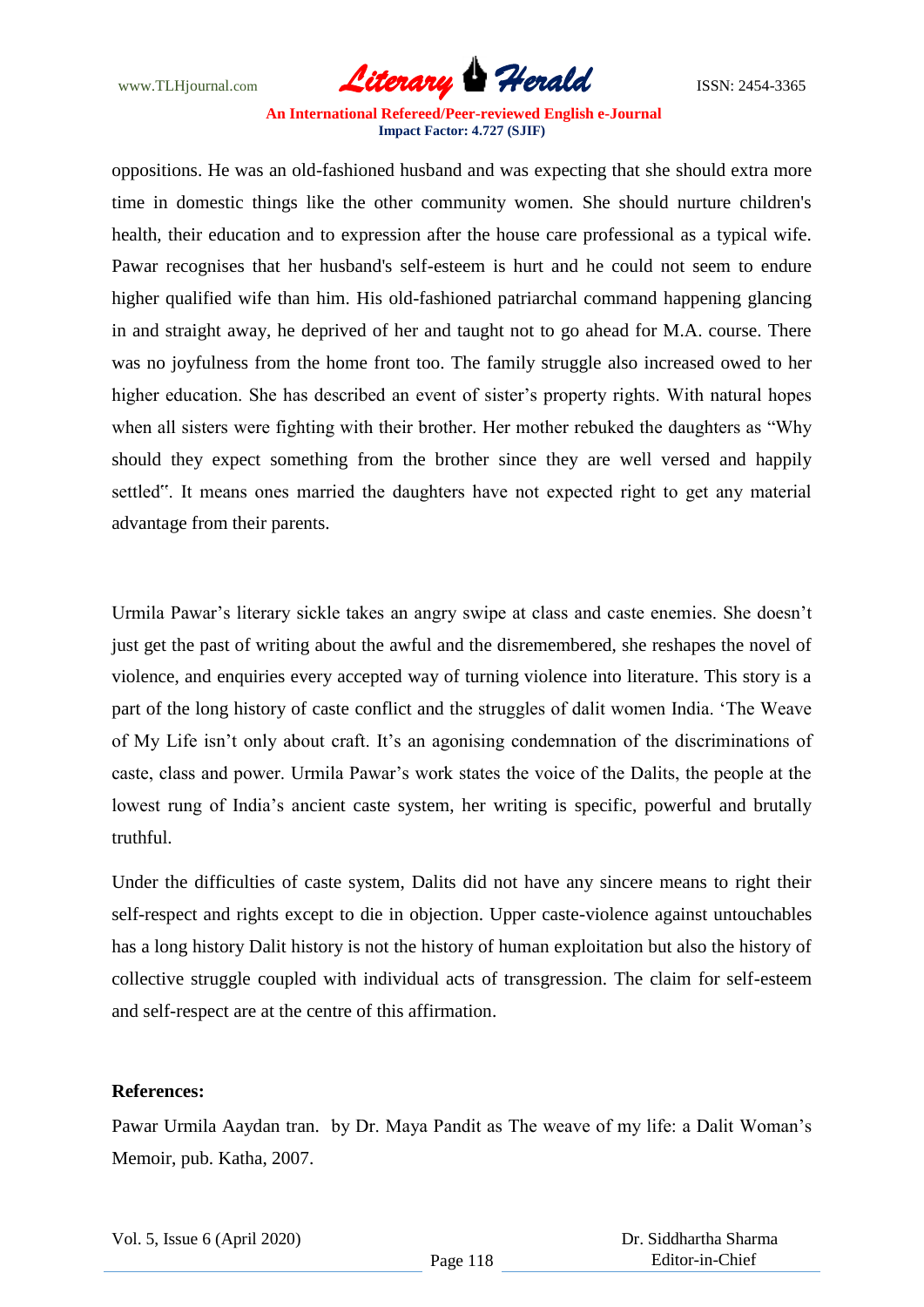oppositions. He was an old-fashioned husband and was expecting that she should extra more time in domestic things like the other community women. She should nurture children's health, their education and to expression after the house care professional as a typical wife. Pawar recognises that her husband's self-esteem is hurt and he could not seem to endure higher qualified wife than him. His old-fashioned patriarchal command happening glancing in and straight away, he deprived of her and taught not to go ahead for M.A. course. There was no joyfulness from the home front too. The family struggle also increased owed to her higher education. She has described an event of sister's property rights. With natural hopes when all sisters were fighting with their brother. Her mother rebuked the daughters as "Why should they expect something from the brother since they are well versed and happily settled‟. It means ones married the daughters have not expected right to get any material advantage from their parents.

Urmila Pawar's literary sickle takes an angry swipe at class and caste enemies. She doesn't just get the past of writing about the awful and the disremembered, she reshapes the novel of violence, and enquiries every accepted way of turning violence into literature. This story is a part of the long history of caste conflict and the struggles of dalit women India. 'The Weave of My Life isn't only about craft. It's an agonising condemnation of the discriminations of caste, class and power. Urmila Pawar's work states the voice of the Dalits, the people at the lowest rung of India's ancient caste system, her writing is specific, powerful and brutally truthful.

Under the difficulties of caste system, Dalits did not have any sincere means to right their self-respect and rights except to die in objection. Upper caste-violence against untouchables has a long history Dalit history is not the history of human exploitation but also the history of collective struggle coupled with individual acts of transgression. The claim for self-esteem and self-respect are at the centre of this affirmation.

**References:**

Pawar Urmila Aaydan tran. by Dr. Maya Pandit as The weave of my life: a Dalit Woman's Memoir, pub. Katha, 2007.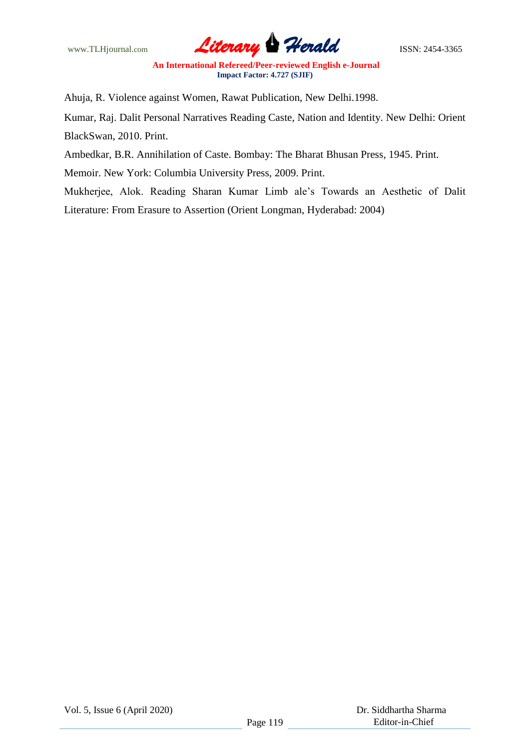Ahuja, R. Violence against Women, Rawat Publication, New Delhi.1998.

Kumar, Raj. Dalit Personal Narratives Reading Caste, Nation and Identity. New Delhi: Orient BlackSwan, 2010. Print.

Ambedkar, B.R. Annihilation of Caste. Bombay: The Bharat Bhusan Press, 1945. Print.

Memoir. New York: Columbia University Press, 2009. Print.

Mukherjee, Alok. Reading Sharan Kumar Limb ale's Towards an Aesthetic of Dalit Literature: From Erasure to Assertion (Orient Longman, Hyderabad: 2004)